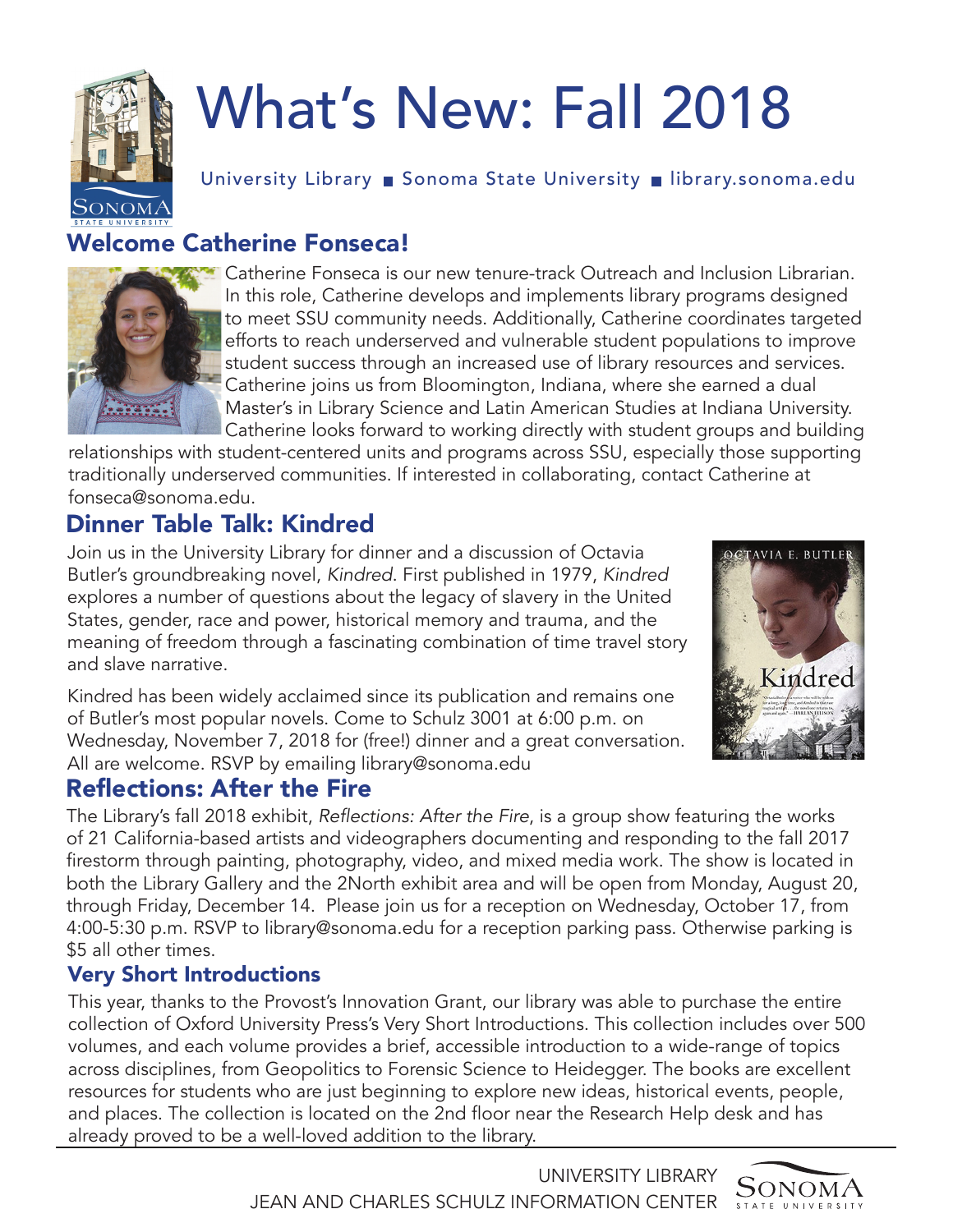# What's New: Fall 2018

University Library ■ Sonoma State University ■ library.sonoma.edu

## Welcome Catherine Fonseca!

Catherine Fonseca is our new tenure-track Outreach and Inclusion Librarian. In this role, Catherine develops and implements library programs designed to meet SSU community needs. Additionally, Catherine coordinates targeted efforts to reach underserved and vulnerable student populations to improve student success through an increased use of library resources and services. Catherine joins us from Bloomington, Indiana, where she earned a dual Master's in Library Science and Latin American Studies at Indiana University. Catherine looks forward to working directly with student groups and building relationships with student-centered units and programs across SSU, especially those supporting traditionally underserved communities. If interested in collaborating, contact Catherine at fonseca@sonoma.edu.

## Dinner Table Talk: Kindred

Join us in the University Library for dinner and a discussion of Octavia Butler's groundbreaking novel, *Kindred*. First published in 1979, *Kindred* explores a number of questions about the legacy of slavery in the United States, gender, race and power, historical memory and trauma, and the meaning of freedom through a fascinating combination of time travel story and slave narrative.

Kindred has been widely acclaimed since its publication and remains one of Butler's most popular novels. Come to Schulz 3001 at 6:00 p.m. on Wednesday, November 7, 2018 for (free!) dinner and a great conversation. All are welcome. RSVP by emailing library@sonoma.edu

## Reflections: After the Fire

The Library's fall 2018 exhibit, *Reflections: After the Fire*, is a group show featuring the works of 21 California-based artists and videographers documenting and responding to the fall 2017 firestorm through painting, photography, video, and mixed media work. The show is located in both the Library Gallery and the 2North exhibit area and will be open from Monday, August 20, through Friday, December 14. Please join us for a reception on Wednesday, October 17, from 4:00-5:30 p.m. RSVP to library@sonoma.edu for a reception parking pass. Otherwise parking is $5 all other times.

## Very Short Introductions

This year, thanks to the Provost's Innovation Grant, our library was able to purchase the entire collection of Oxford University Press's Very Short Introductions. This collection includes over 500 volumes, and each volume provides a brief, accessible introduction to a wide-range of topics across disciplines, from Geopolitics to Forensic Science to Heidegger. The books are excellent resources for students who are just beginning to explore new ideas, historical events, people, and places. The collection is located on the 2nd floor near the Research Help desk and has already proved to be a well-loved addition to the library.

UNIVERSITY LIBRARY
JEAN AND CHARLES SCHULZ INFORMATION CENTER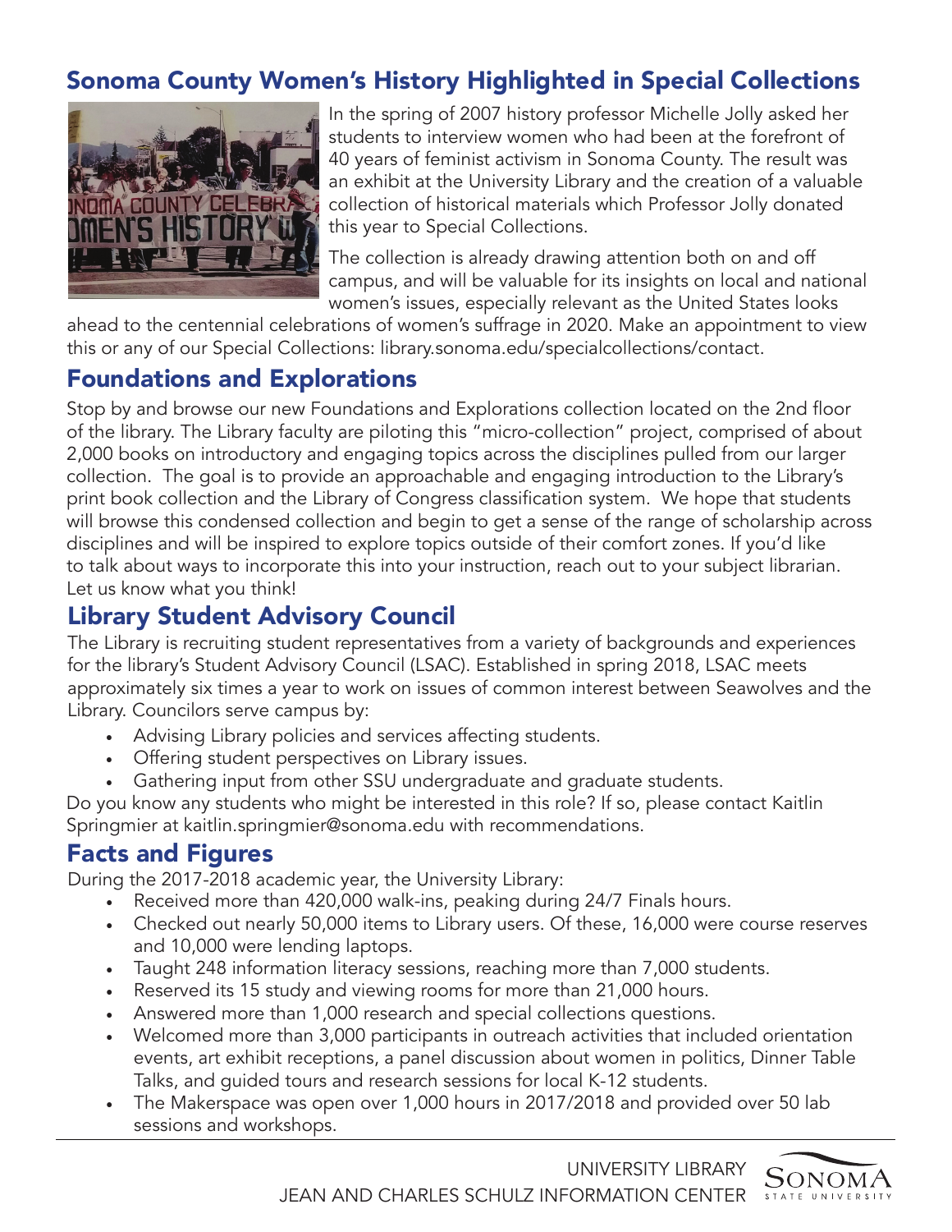## Sonoma County Women's History Highlighted in Special Collections

In the spring of 2007 history professor Michelle Jolly asked her students to interview women who had been at the forefront of 40 years of feminist activism in Sonoma County. The result was an exhibit at the University Library and the creation of a valuable collection of historical materials which Professor Jolly donated this year to Special Collections.

The collection is already drawing attention both on and off campus, and will be valuable for its insights on local and national women's issues, especially relevant as the United States looks ahead to the centennial celebrations of women's suffrage in 2020. Make an appointment to view this or any of our Special Collections: library.sonoma.edu/specialcollections/contact.

## Foundations and Explorations

Stop by and browse our new Foundations and Explorations collection located on the 2nd floor of the library. The Library faculty are piloting this "micro-collection" project, comprised of about 2,000 books on introductory and engaging topics across the disciplines pulled from our larger collection. The goal is to provide an approachable and engaging introduction to the Library's print book collection and the Library of Congress classification system. We hope that students will browse this condensed collection and begin to get a sense of the range of scholarship across disciplines and will be inspired to explore topics outside of their comfort zones. If you'd like to talk about ways to incorporate this into your instruction, reach out to your subject librarian. Let us know what you think!

## Library Student Advisory Council

The Library is recruiting student representatives from a variety of backgrounds and experiences for the library's Student Advisory Council (LSAC). Established in spring 2018, LSAC meets approximately six times a year to work on issues of common interest between Seawolves and the Library. Councilors serve campus by:

- Advising Library policies and services affecting students.
- Offering student perspectives on Library issues.
- Gathering input from other SSU undergraduate and graduate students.

Do you know any students who might be interested in this role? If so, please contact Kaitlin Springmier at kaitlin.springmier@sonoma.edu with recommendations.

## Facts and Figures

During the 2017-2018 academic year, the University Library:

- Received more than 420,000 walk-ins, peaking during 24/7 Finals hours.
- Checked out nearly 50,000 items to Library users. Of these, 16,000 were course reserves and 10,000 were lending laptops.
- Taught 248 information literacy sessions, reaching more than 7,000 students.
- Reserved its 15 study and viewing rooms for more than 21,000 hours.
- Answered more than 1,000 research and special collections questions.
- Welcomed more than 3,000 participants in outreach activities that included orientation events, art exhibit receptions, a panel discussion about women in politics, Dinner Table Talks, and guided tours and research sessions for local K-12 students.
- The Makerspace was open over 1,000 hours in 2017/2018 and provided over 50 lab sessions and workshops.

UNIVERSITY LIBRARY
JEAN AND CHARLES SCHULZ INFORMATION CENTER